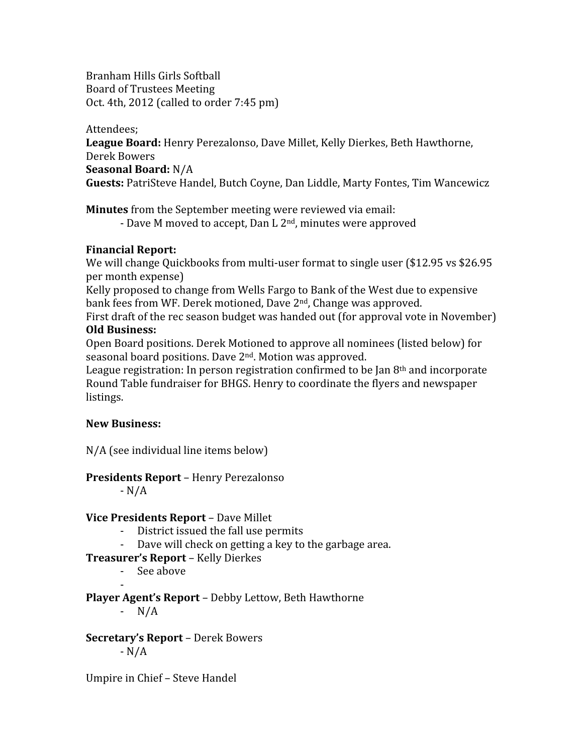Branham Hills Girls Softball
Board of Trustees Meeting
Oct. 4th, 2012 (called to order 7:45 pm)

Attendees;
**League Board:** Henry Perezalonso, Dave Millet, Kelly Dierkes, Beth Hawthorne, Derek Bowers
**Seasonal Board:** N/A
**Guests:** PatriSteve Handel, Butch Coyne, Dan Liddle, Marty Fontes, Tim Wancewicz

**Minutes** from the September meeting were reviewed via email:

- Dave M moved to accept, Dan L 2nd, minutes were approved

**Financial Report:**
We will change Quickbooks from multi-user format to single user ($12.95 vs $26.95 per month expense)
Kelly proposed to change from Wells Fargo to Bank of the West due to expensive bank fees from WF. Derek motioned, Dave 2nd, Change was approved.
First draft of the rec season budget was handed out (for approval vote in November)

**Old Business:**
Open Board positions. Derek Motioned to approve all nominees (listed below) for seasonal board positions. Dave 2nd. Motion was approved.
League registration: In person registration confirmed to be Jan 8th and incorporate Round Table fundraiser for BHGS. Henry to coordinate the flyers and newspaper listings.

**New Business:**

N/A (see individual line items below)

**Presidents Report** – Henry Perezalonso

- N/A

**Vice Presidents Report** – Dave Millet

- District issued the fall use permits
- Dave will check on getting a key to the garbage area.

**Treasurer's Report** – Kelly Dierkes

- See above
-

**Player Agent's Report** – Debby Lettow, Beth Hawthorne

- N/A

**Secretary's Report** – Derek Bowers

- N/A

Umpire in Chief – Steve Handel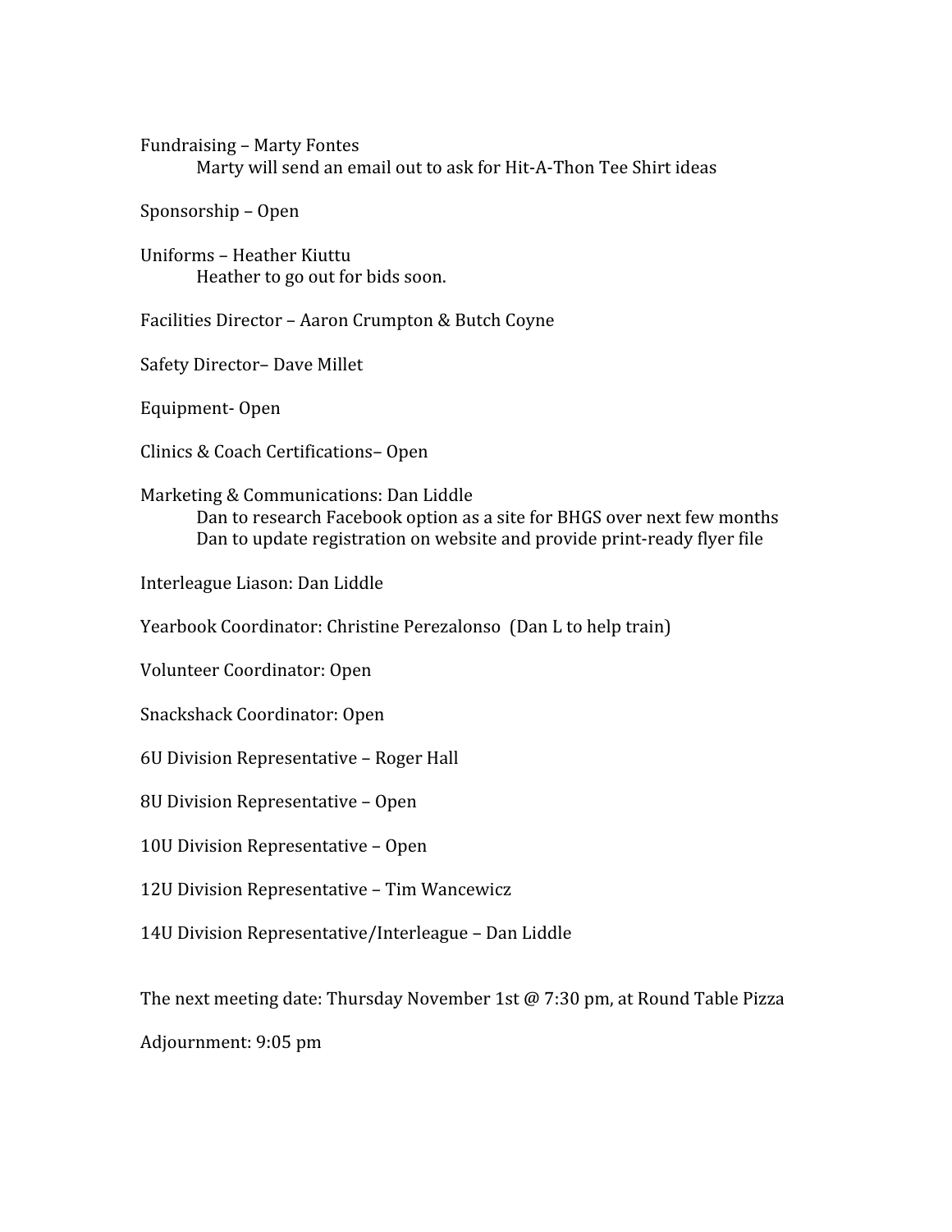Fundraising – Marty Fontes

Marty will send an email out to ask for Hit-A-Thon Tee Shirt ideas

Sponsorship – Open

Uniforms – Heather Kiuttu

Heather to go out for bids soon.

Facilities Director – Aaron Crumpton & Butch Coyne

Safety Director– Dave Millet

Equipment- Open

Clinics & Coach Certifications– Open

Marketing & Communications: Dan Liddle

Dan to research Facebook option as a site for BHGS over next few months
Dan to update registration on website and provide print-ready flyer file

Interleague Liason: Dan Liddle

Yearbook Coordinator: Christine Perezalonso (Dan L to help train)

Volunteer Coordinator: Open

Snackshack Coordinator: Open

6U Division Representative – Roger Hall

8U Division Representative – Open

10U Division Representative – Open

12U Division Representative – Tim Wancewicz

14U Division Representative/Interleague – Dan Liddle

The next meeting date: Thursday November 1st @ 7:30 pm, at Round Table Pizza

Adjournment: 9:05 pm